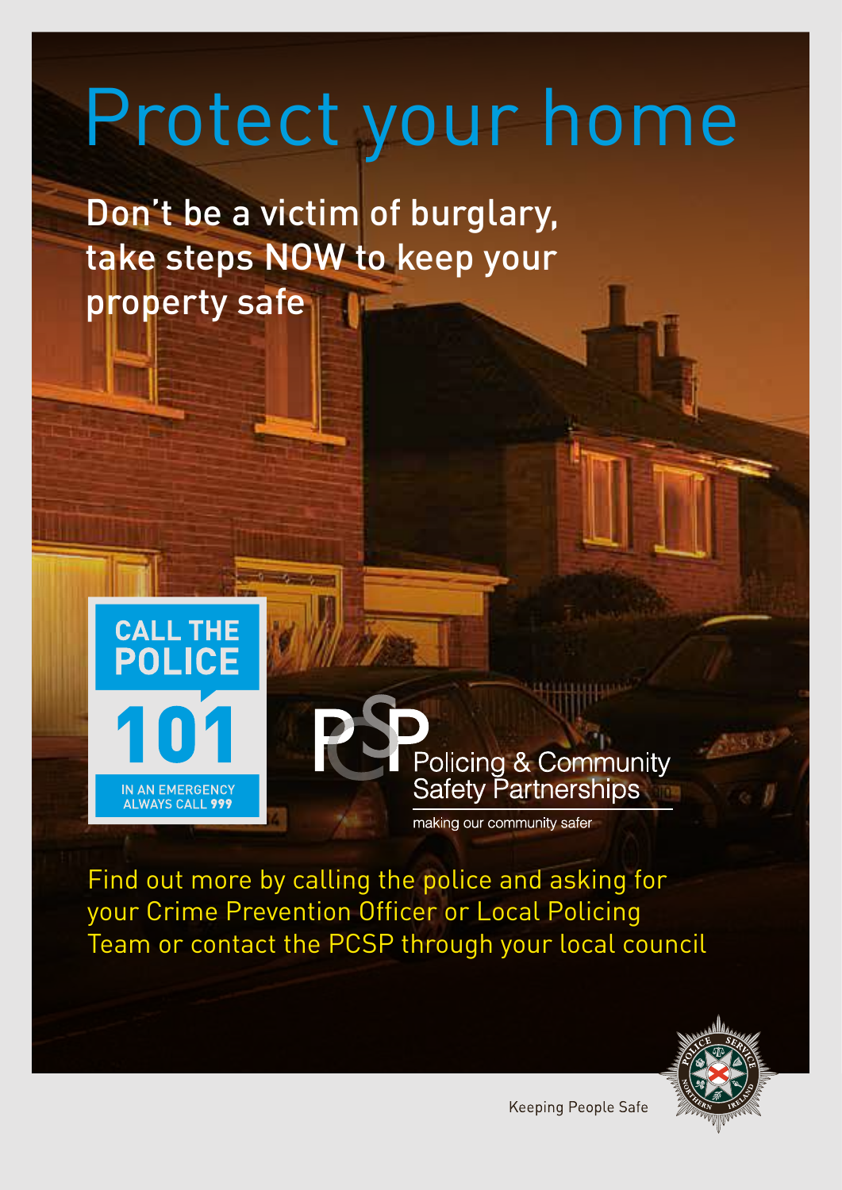# Protect your home

Don't be a victim of burglary, take steps NOW to keep your property safe

**CALL THE POLICE**

**101**

IN AN EMERGENCY ALWAYS CALL **999**

PCSP Policing & Community Safety Partnerships

making our community safer

Find out more by calling the police and asking for your Crime Prevention Officer or Local Policing Team or contact the PCSP through your local council

Keeping People Safe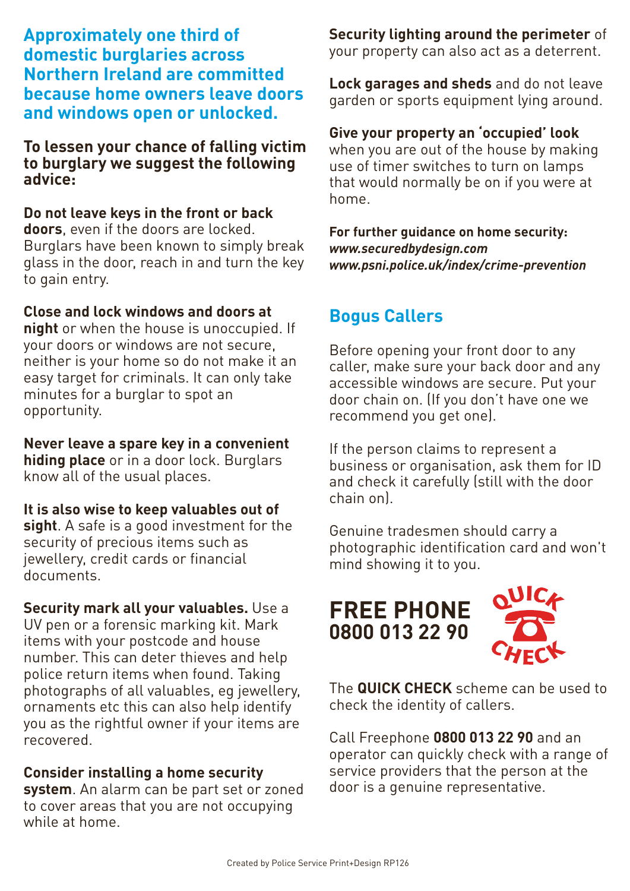## Approximately one third of domestic burglaries across Northern Ireland are committed because home owners leave doors and windows open or unlocked.

**To lessen your chance of falling victim to burglary we suggest the following advice:**

**Do not leave keys in the front or back doors**, even if the doors are locked. Burglars have been known to simply break glass in the door, reach in and turn the key to gain entry.

**Close and lock windows and doors at night** or when the house is unoccupied. If your doors or windows are not secure, neither is your home so do not make it an easy target for criminals. It can only take minutes for a burglar to spot an opportunity.

**Never leave a spare key in a convenient hiding place** or in a door lock. Burglars know all of the usual places.

**It is also wise to keep valuables out of sight**. A safe is a good investment for the security of precious items such as jewellery, credit cards or financial documents.

**Security mark all your valuables.** Use a UV pen or a forensic marking kit. Mark items with your postcode and house number. This can deter thieves and help police return items when found. Taking photographs of all valuables, eg jewellery, ornaments etc this can also help identify you as the rightful owner if your items are recovered.

**Consider installing a home security system**. An alarm can be part set or zoned to cover areas that you are not occupying while at home.

**Security lighting around the perimeter** of your property can also act as a deterrent.

**Lock garages and sheds** and do not leave garden or sports equipment lying around.

**Give your property an 'occupied' look** when you are out of the house by making use of timer switches to turn on lamps that would normally be on if you were at home.

**For further guidance on home security:**
***www.securedbydesign.com***
***www.psni.police.uk/index/crime-prevention***

## Bogus Callers

Before opening your front door to any caller, make sure your back door and any accessible windows are secure. Put your door chain on. (If you don't have one we recommend you get one).

If the person claims to represent a business or organisation, ask them for ID and check it carefully (still with the door chain on).

Genuine tradesmen should carry a photographic identification card and won't mind showing it to you.

**FREE PHONE 0800 013 22 90**

QUICK CHECK

The **QUICK CHECK** scheme can be used to check the identity of callers.

Call Freephone **0800 013 22 90** and an operator can quickly check with a range of service providers that the person at the door is a genuine representative.

Created by Police Service Print+Design RP126